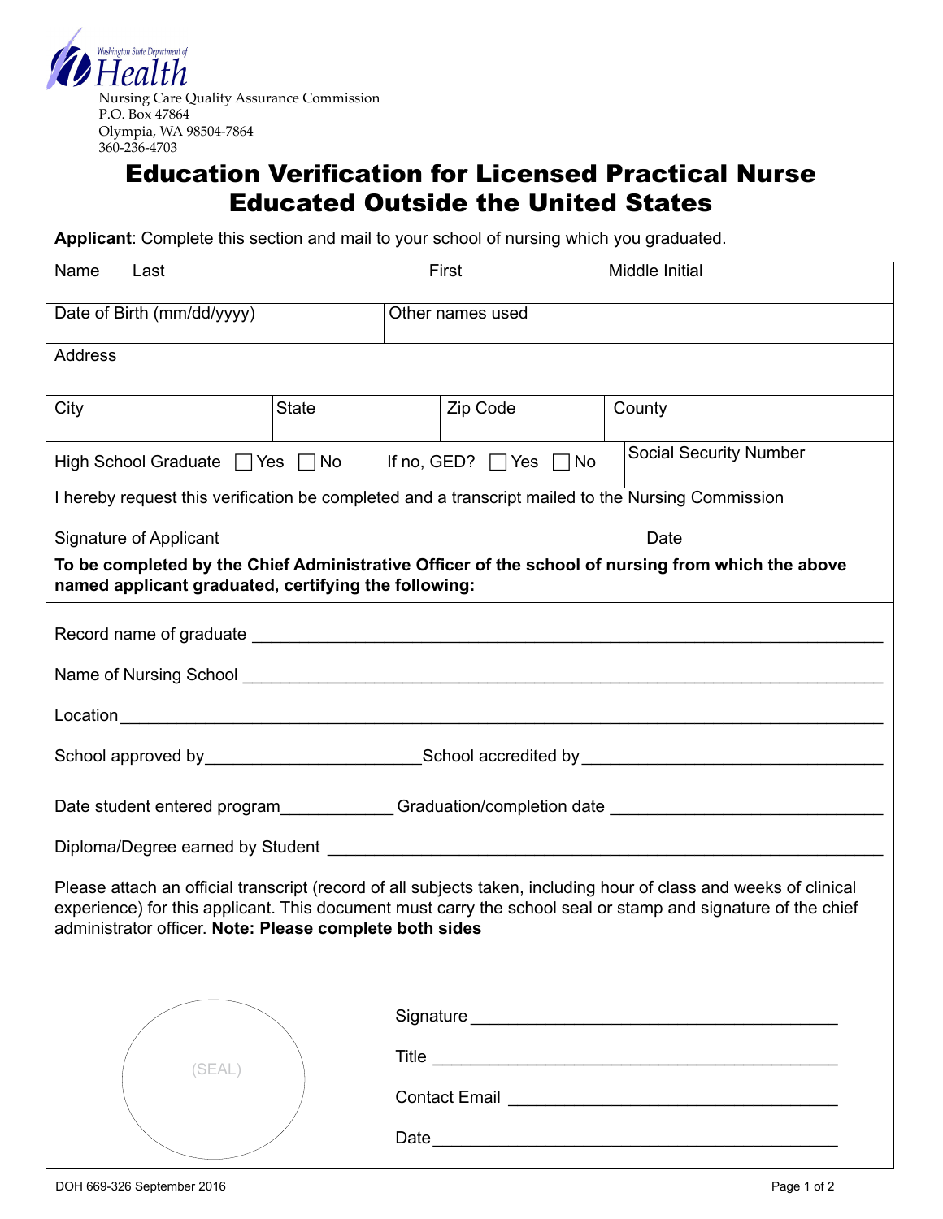Washington State Department of Health

Nursing Care Quality Assurance Commission
P.O. Box 47864
Olympia, WA 98504-7864
360-236-4703

# Education Verification for Licensed Practical Nurse Educated Outside the United States

**Applicant**: Complete this section and mail to your school of nursing which you graduated.

| Name Last | First | Middle Initial | |
|---|---|---|---|
| Date of Birth (mm/dd/yyyy) | Other names used | | |
| Address | | | |
| City | State | Zip Code | County |
| High School Graduate ☐ Yes ☐ No | If no, GED? ☐ Yes ☐ No | Social Security Number | |
| I hereby request this verification be completed and a transcript mailed to the Nursing Commission<br><br>Signature of Applicant | Date | | |

**To be completed by the Chief Administrative Officer of the school of nursing from which the above named applicant graduated, certifying the following:**

Record name of graduate ______________________________________________

Name of Nursing School ______________________________________________

Location ______________________________________________

School approved by ______________________ School accredited by ______________________

Date student entered program ____________ Graduation/completion date ______________________

Diploma/Degree earned by Student ______________________________________________

Please attach an official transcript (record of all subjects taken, including hour of class and weeks of clinical experience) for this applicant. This document must carry the school seal or stamp and signature of the chief administrator officer. **Note: Please complete both sides**

(SEAL)

Signature ______________________________________

Title ______________________________________

Contact Email ______________________________________

Date ______________________________________

DOH 669-326 September 2016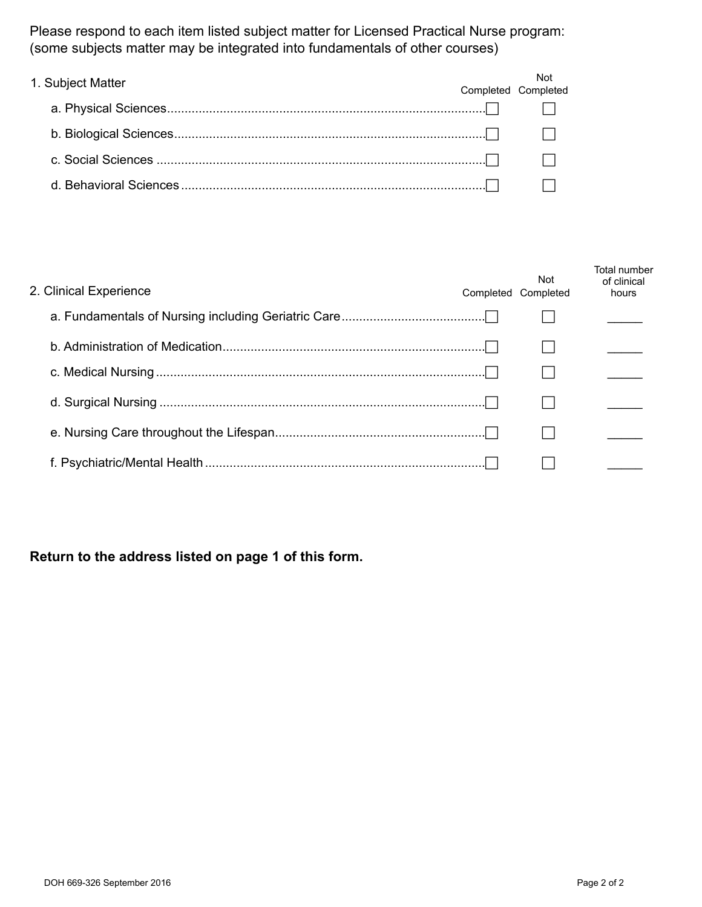Please respond to each item listed subject matter for Licensed Practical Nurse program:
(some subjects matter may be integrated into fundamentals of other courses)

| 1. Subject Matter | Completed | Not Completed |
|---|---|---|
| a. Physical Sciences | ☐ | ☐ |
| b. Biological Sciences | ☐ | ☐ |
| c. Social Sciences | ☐ | ☐ |
| d. Behavioral Sciences | ☐ | ☐ |

| 2. Clinical Experience | Completed | Not Completed | Total number of clinical hours |
|---|---|---|---|
| a. Fundamentals of Nursing including Geriatric Care | ☐ | ☐ | _____ |
| b. Administration of Medication | ☐ | ☐ | _____ |
| c. Medical Nursing | ☐ | ☐ | _____ |
| d. Surgical Nursing | ☐ | ☐ | _____ |
| e. Nursing Care throughout the Lifespan | ☐ | ☐ | _____ |
| f. Psychiatric/Mental Health | ☐ | ☐ | _____ |

**Return to the address listed on page 1 of this form.**

DOH 669-326 September 2016